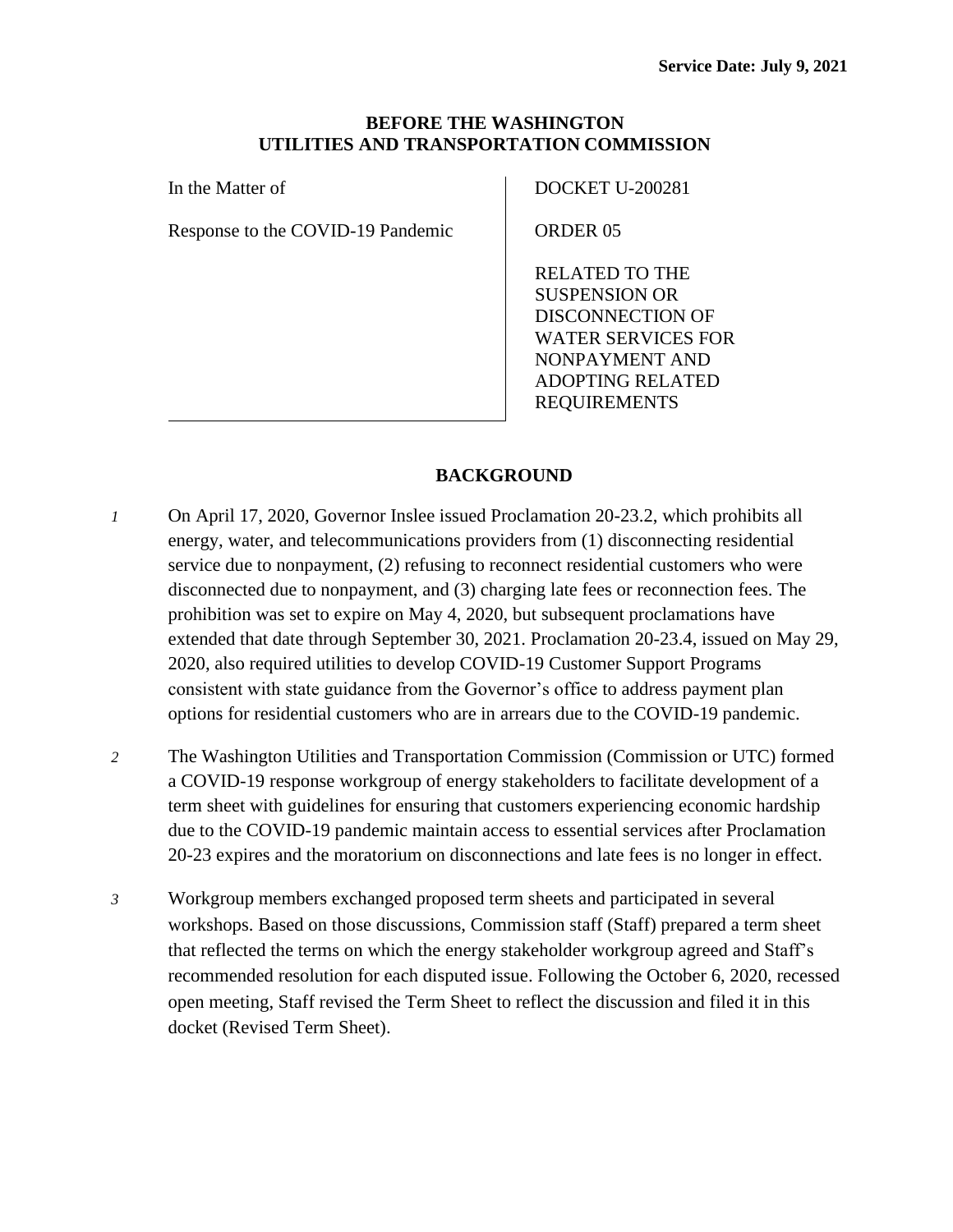**Service Date: July 9, 2021**

**BEFORE THE WASHINGTON UTILITIES AND TRANSPORTATION COMMISSION**

| In the Matter of<br><br>Response to the COVID-19 Pandemic | DOCKET U-200281<br><br>ORDER 05<br><br>RELATED TO THE SUSPENSION OR DISCONNECTION OF WATER SERVICES FOR NONPAYMENT AND ADOPTING RELATED REQUIREMENTS |
|---|---|

## BACKGROUND

*1* On April 17, 2020, Governor Inslee issued Proclamation 20-23.2, which prohibits all energy, water, and telecommunications providers from (1) disconnecting residential service due to nonpayment, (2) refusing to reconnect residential customers who were disconnected due to nonpayment, and (3) charging late fees or reconnection fees. The prohibition was set to expire on May 4, 2020, but subsequent proclamations have extended that date through September 30, 2021. Proclamation 20-23.4, issued on May 29, 2020, also required utilities to develop COVID-19 Customer Support Programs consistent with state guidance from the Governor's office to address payment plan options for residential customers who are in arrears due to the COVID-19 pandemic.

*2* The Washington Utilities and Transportation Commission (Commission or UTC) formed a COVID-19 response workgroup of energy stakeholders to facilitate development of a term sheet with guidelines for ensuring that customers experiencing economic hardship due to the COVID-19 pandemic maintain access to essential services after Proclamation 20-23 expires and the moratorium on disconnections and late fees is no longer in effect.

*3* Workgroup members exchanged proposed term sheets and participated in several workshops. Based on those discussions, Commission staff (Staff) prepared a term sheet that reflected the terms on which the energy stakeholder workgroup agreed and Staff's recommended resolution for each disputed issue. Following the October 6, 2020, recessed open meeting, Staff revised the Term Sheet to reflect the discussion and filed it in this docket (Revised Term Sheet).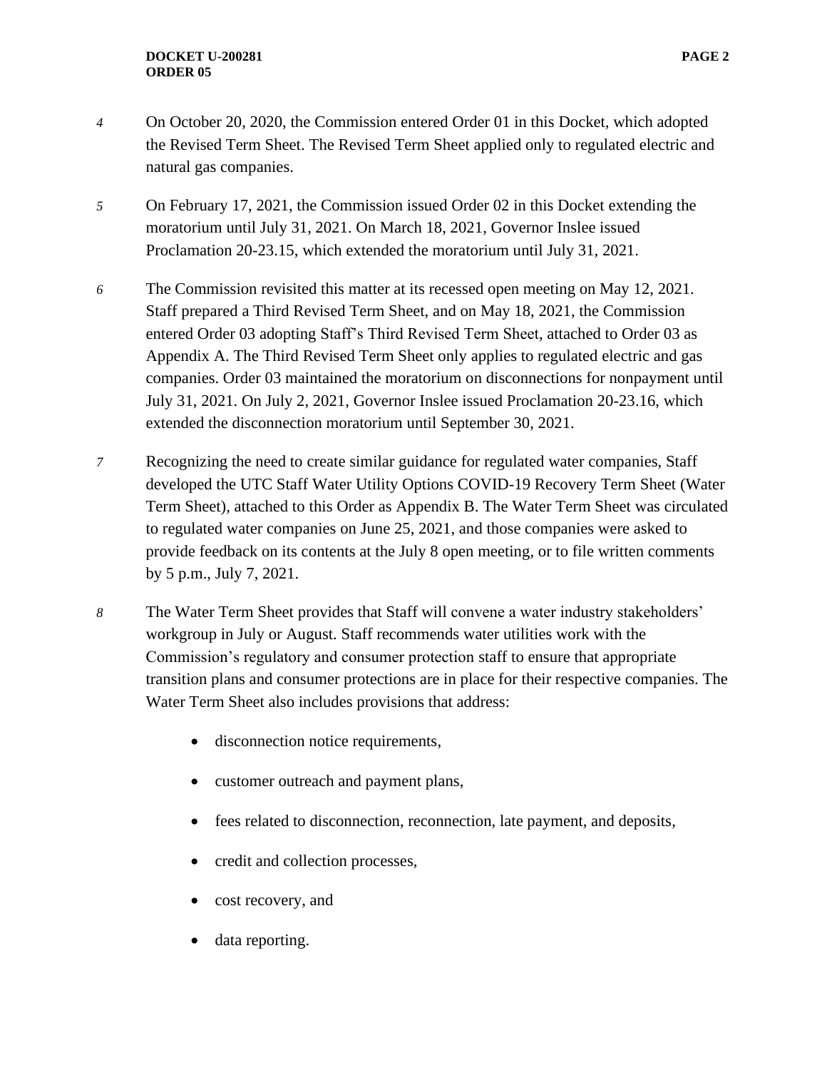4 On October 20, 2020, the Commission entered Order 01 in this Docket, which adopted the Revised Term Sheet. The Revised Term Sheet applied only to regulated electric and natural gas companies.

5 On February 17, 2021, the Commission issued Order 02 in this Docket extending the moratorium until July 31, 2021. On March 18, 2021, Governor Inslee issued Proclamation 20-23.15, which extended the moratorium until July 31, 2021.

6 The Commission revisited this matter at its recessed open meeting on May 12, 2021. Staff prepared a Third Revised Term Sheet, and on May 18, 2021, the Commission entered Order 03 adopting Staff's Third Revised Term Sheet, attached to Order 03 as Appendix A. The Third Revised Term Sheet only applies to regulated electric and gas companies. Order 03 maintained the moratorium on disconnections for nonpayment until July 31, 2021. On July 2, 2021, Governor Inslee issued Proclamation 20-23.16, which extended the disconnection moratorium until September 30, 2021.

7 Recognizing the need to create similar guidance for regulated water companies, Staff developed the UTC Staff Water Utility Options COVID-19 Recovery Term Sheet (Water Term Sheet), attached to this Order as Appendix B. The Water Term Sheet was circulated to regulated water companies on June 25, 2021, and those companies were asked to provide feedback on its contents at the July 8 open meeting, or to file written comments by 5 p.m., July 7, 2021.

8 The Water Term Sheet provides that Staff will convene a water industry stakeholders' workgroup in July or August. Staff recommends water utilities work with the Commission's regulatory and consumer protection staff to ensure that appropriate transition plans and consumer protections are in place for their respective companies. The Water Term Sheet also includes provisions that address:

- disconnection notice requirements,
- customer outreach and payment plans,
- fees related to disconnection, reconnection, late payment, and deposits,
- credit and collection processes,
- cost recovery, and
- data reporting.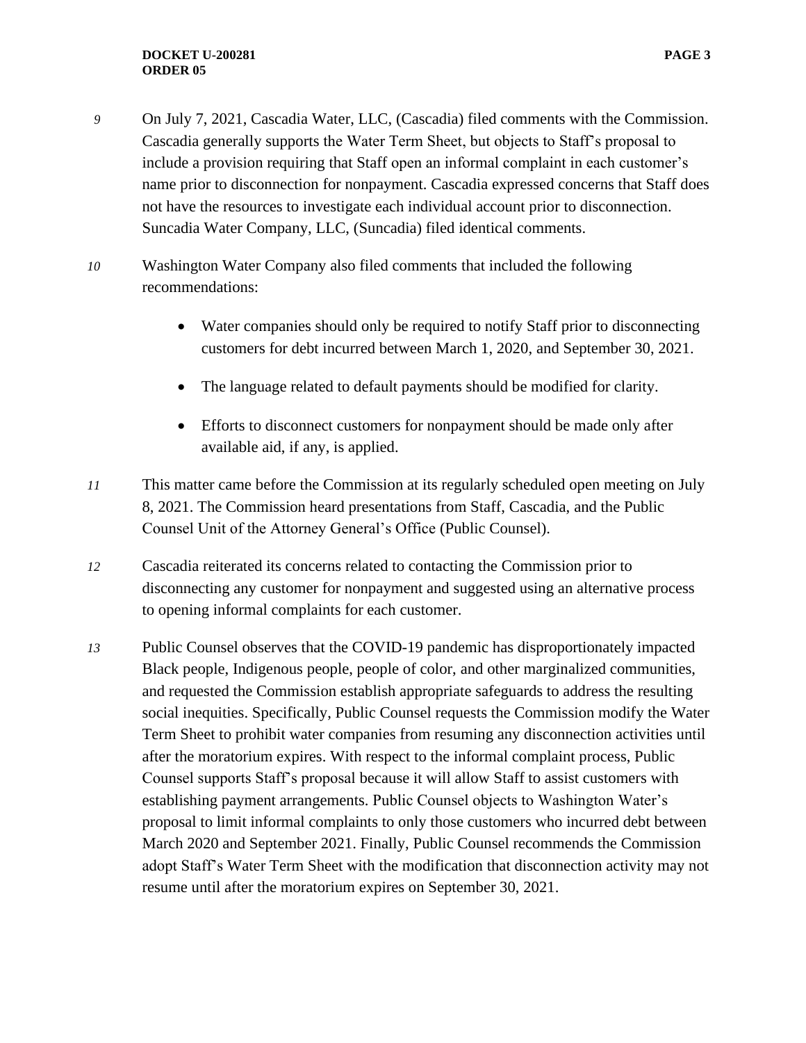*9* On July 7, 2021, Cascadia Water, LLC, (Cascadia) filed comments with the Commission. Cascadia generally supports the Water Term Sheet, but objects to Staff's proposal to include a provision requiring that Staff open an informal complaint in each customer's name prior to disconnection for nonpayment. Cascadia expressed concerns that Staff does not have the resources to investigate each individual account prior to disconnection. Suncadia Water Company, LLC, (Suncadia) filed identical comments.

*10* Washington Water Company also filed comments that included the following recommendations:

- Water companies should only be required to notify Staff prior to disconnecting customers for debt incurred between March 1, 2020, and September 30, 2021.
- The language related to default payments should be modified for clarity.
- Efforts to disconnect customers for nonpayment should be made only after available aid, if any, is applied.

*11* This matter came before the Commission at its regularly scheduled open meeting on July 8, 2021. The Commission heard presentations from Staff, Cascadia, and the Public Counsel Unit of the Attorney General's Office (Public Counsel).

*12* Cascadia reiterated its concerns related to contacting the Commission prior to disconnecting any customer for nonpayment and suggested using an alternative process to opening informal complaints for each customer.

*13* Public Counsel observes that the COVID-19 pandemic has disproportionately impacted Black people, Indigenous people, people of color, and other marginalized communities, and requested the Commission establish appropriate safeguards to address the resulting social inequities. Specifically, Public Counsel requests the Commission modify the Water Term Sheet to prohibit water companies from resuming any disconnection activities until after the moratorium expires. With respect to the informal complaint process, Public Counsel supports Staff's proposal because it will allow Staff to assist customers with establishing payment arrangements. Public Counsel objects to Washington Water's proposal to limit informal complaints to only those customers who incurred debt between March 2020 and September 2021. Finally, Public Counsel recommends the Commission adopt Staff's Water Term Sheet with the modification that disconnection activity may not resume until after the moratorium expires on September 30, 2021.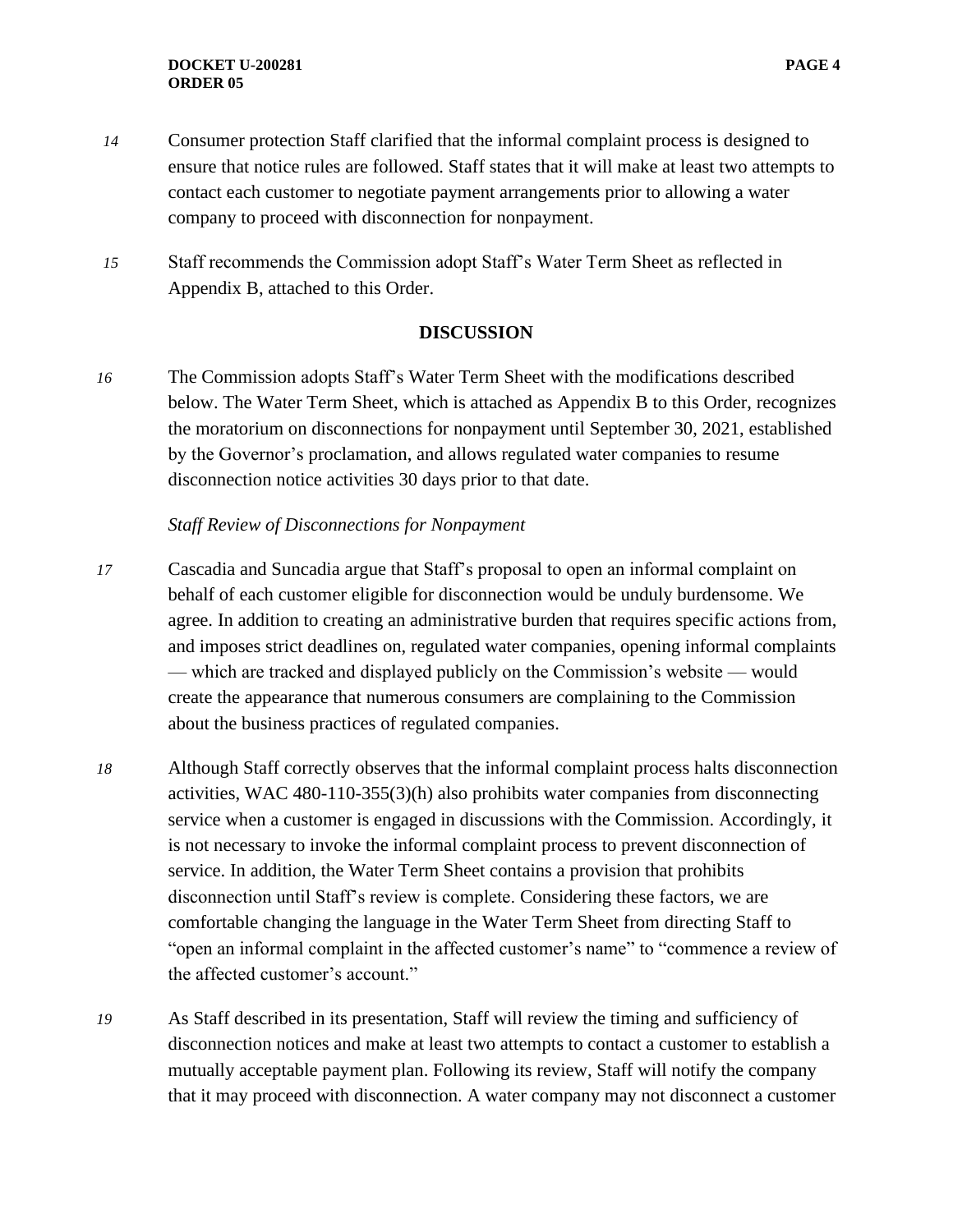14 Consumer protection Staff clarified that the informal complaint process is designed to ensure that notice rules are followed. Staff states that it will make at least two attempts to contact each customer to negotiate payment arrangements prior to allowing a water company to proceed with disconnection for nonpayment.

15 Staff recommends the Commission adopt Staff's Water Term Sheet as reflected in Appendix B, attached to this Order.

## DISCUSSION

16 The Commission adopts Staff's Water Term Sheet with the modifications described below. The Water Term Sheet, which is attached as Appendix B to this Order, recognizes the moratorium on disconnections for nonpayment until September 30, 2021, established by the Governor's proclamation, and allows regulated water companies to resume disconnection notice activities 30 days prior to that date.

### *Staff Review of Disconnections for Nonpayment*

17 Cascadia and Suncadia argue that Staff's proposal to open an informal complaint on behalf of each customer eligible for disconnection would be unduly burdensome. We agree. In addition to creating an administrative burden that requires specific actions from, and imposes strict deadlines on, regulated water companies, opening informal complaints — which are tracked and displayed publicly on the Commission's website — would create the appearance that numerous consumers are complaining to the Commission about the business practices of regulated companies.

18 Although Staff correctly observes that the informal complaint process halts disconnection activities, WAC 480-110-355(3)(h) also prohibits water companies from disconnecting service when a customer is engaged in discussions with the Commission. Accordingly, it is not necessary to invoke the informal complaint process to prevent disconnection of service. In addition, the Water Term Sheet contains a provision that prohibits disconnection until Staff's review is complete. Considering these factors, we are comfortable changing the language in the Water Term Sheet from directing Staff to "open an informal complaint in the affected customer's name" to "commence a review of the affected customer's account."

19 As Staff described in its presentation, Staff will review the timing and sufficiency of disconnection notices and make at least two attempts to contact a customer to establish a mutually acceptable payment plan. Following its review, Staff will notify the company that it may proceed with disconnection. A water company may not disconnect a customer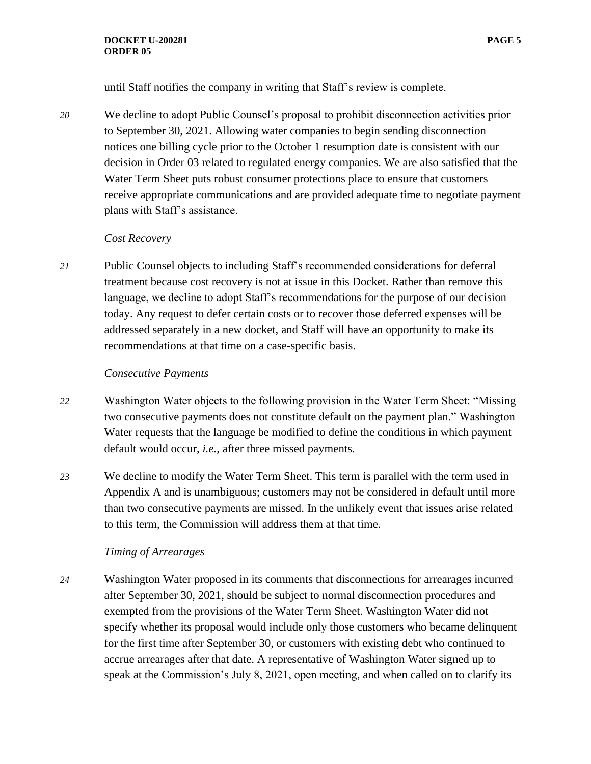until Staff notifies the company in writing that Staff's review is complete.

20 We decline to adopt Public Counsel's proposal to prohibit disconnection activities prior to September 30, 2021. Allowing water companies to begin sending disconnection notices one billing cycle prior to the October 1 resumption date is consistent with our decision in Order 03 related to regulated energy companies. We are also satisfied that the Water Term Sheet puts robust consumer protections place to ensure that customers receive appropriate communications and are provided adequate time to negotiate payment plans with Staff's assistance.

*Cost Recovery*

21 Public Counsel objects to including Staff's recommended considerations for deferral treatment because cost recovery is not at issue in this Docket. Rather than remove this language, we decline to adopt Staff's recommendations for the purpose of our decision today. Any request to defer certain costs or to recover those deferred expenses will be addressed separately in a new docket, and Staff will have an opportunity to make its recommendations at that time on a case-specific basis.

*Consecutive Payments*

22 Washington Water objects to the following provision in the Water Term Sheet: "Missing two consecutive payments does not constitute default on the payment plan." Washington Water requests that the language be modified to define the conditions in which payment default would occur, *i.e.,* after three missed payments.

23 We decline to modify the Water Term Sheet. This term is parallel with the term used in Appendix A and is unambiguous; customers may not be considered in default until more than two consecutive payments are missed. In the unlikely event that issues arise related to this term, the Commission will address them at that time.

*Timing of Arrearages*

24 Washington Water proposed in its comments that disconnections for arrearages incurred after September 30, 2021, should be subject to normal disconnection procedures and exempted from the provisions of the Water Term Sheet. Washington Water did not specify whether its proposal would include only those customers who became delinquent for the first time after September 30, or customers with existing debt who continued to accrue arrearages after that date. A representative of Washington Water signed up to speak at the Commission's July 8, 2021, open meeting, and when called on to clarify its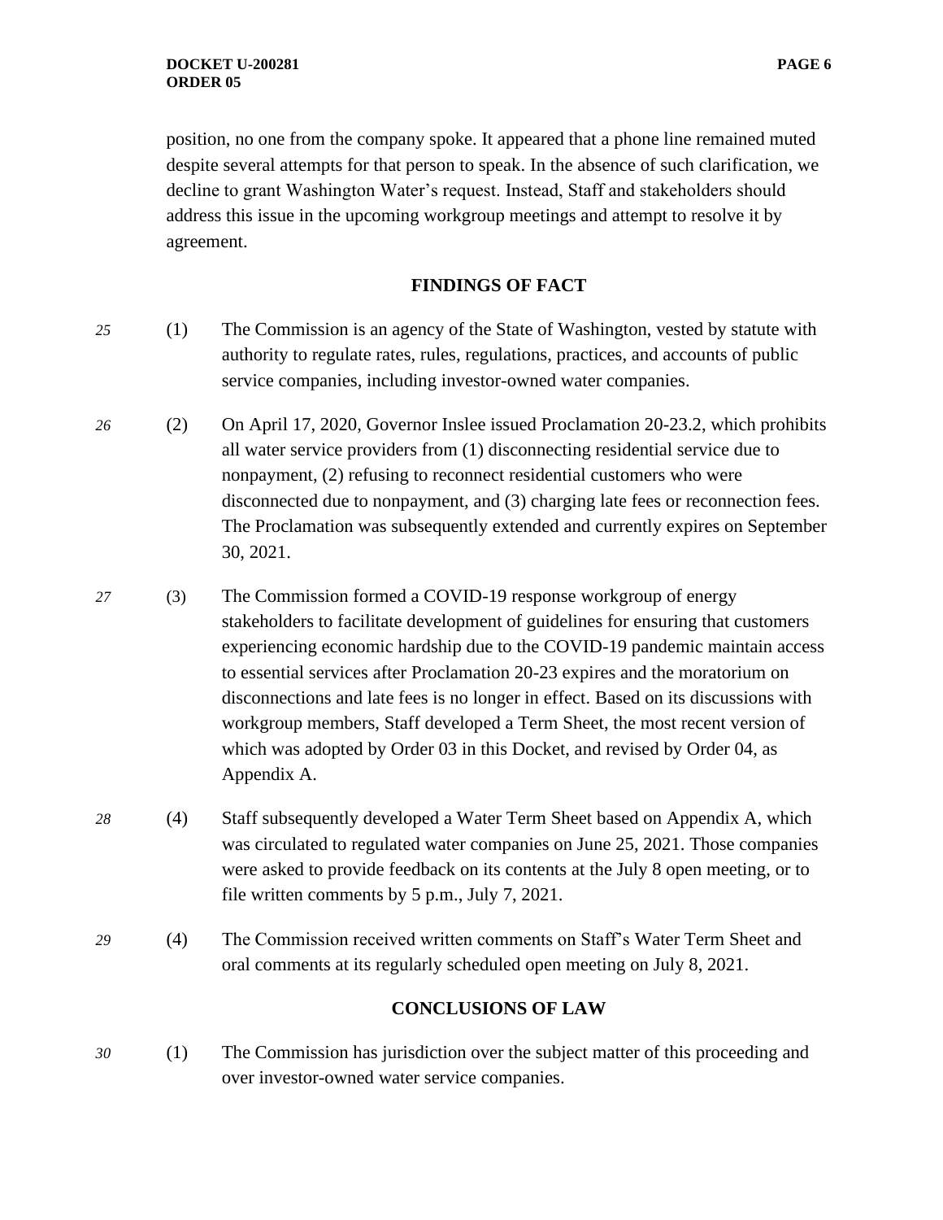position, no one from the company spoke. It appeared that a phone line remained muted despite several attempts for that person to speak. In the absence of such clarification, we decline to grant Washington Water's request. Instead, Staff and stakeholders should address this issue in the upcoming workgroup meetings and attempt to resolve it by agreement.

## FINDINGS OF FACT

*25* (1) The Commission is an agency of the State of Washington, vested by statute with authority to regulate rates, rules, regulations, practices, and accounts of public service companies, including investor-owned water companies.

*26* (2) On April 17, 2020, Governor Inslee issued Proclamation 20-23.2, which prohibits all water service providers from (1) disconnecting residential service due to nonpayment, (2) refusing to reconnect residential customers who were disconnected due to nonpayment, and (3) charging late fees or reconnection fees. The Proclamation was subsequently extended and currently expires on September 30, 2021.

*27* (3) The Commission formed a COVID-19 response workgroup of energy stakeholders to facilitate development of guidelines for ensuring that customers experiencing economic hardship due to the COVID-19 pandemic maintain access to essential services after Proclamation 20-23 expires and the moratorium on disconnections and late fees is no longer in effect. Based on its discussions with workgroup members, Staff developed a Term Sheet, the most recent version of which was adopted by Order 03 in this Docket, and revised by Order 04, as Appendix A.

*28* (4) Staff subsequently developed a Water Term Sheet based on Appendix A, which was circulated to regulated water companies on June 25, 2021. Those companies were asked to provide feedback on its contents at the July 8 open meeting, or to file written comments by 5 p.m., July 7, 2021.

*29* (4) The Commission received written comments on Staff's Water Term Sheet and oral comments at its regularly scheduled open meeting on July 8, 2021.

## CONCLUSIONS OF LAW

*30* (1) The Commission has jurisdiction over the subject matter of this proceeding and over investor-owned water service companies.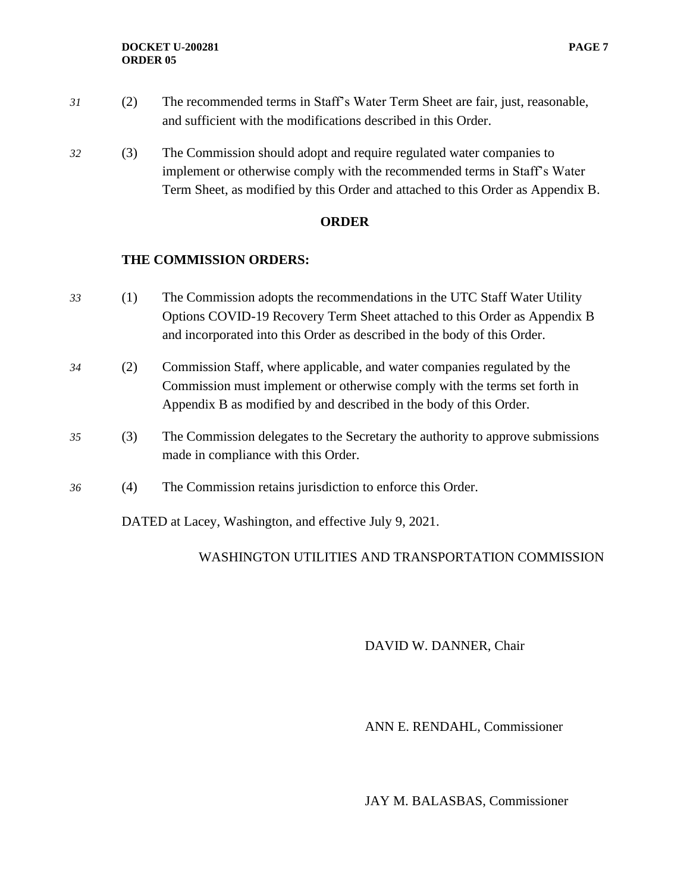31 (2) The recommended terms in Staff's Water Term Sheet are fair, just, reasonable, and sufficient with the modifications described in this Order.

32 (3) The Commission should adopt and require regulated water companies to implement or otherwise comply with the recommended terms in Staff's Water Term Sheet, as modified by this Order and attached to this Order as Appendix B.

## ORDER

**THE COMMISSION ORDERS:**

33 (1) The Commission adopts the recommendations in the UTC Staff Water Utility Options COVID-19 Recovery Term Sheet attached to this Order as Appendix B and incorporated into this Order as described in the body of this Order.

34 (2) Commission Staff, where applicable, and water companies regulated by the Commission must implement or otherwise comply with the terms set forth in Appendix B as modified by and described in the body of this Order.

35 (3) The Commission delegates to the Secretary the authority to approve submissions made in compliance with this Order.

36 (4) The Commission retains jurisdiction to enforce this Order.

DATED at Lacey, Washington, and effective July 9, 2021.

WASHINGTON UTILITIES AND TRANSPORTATION COMMISSION

DAVID W. DANNER, Chair

ANN E. RENDAHL, Commissioner

JAY M. BALASBAS, Commissioner